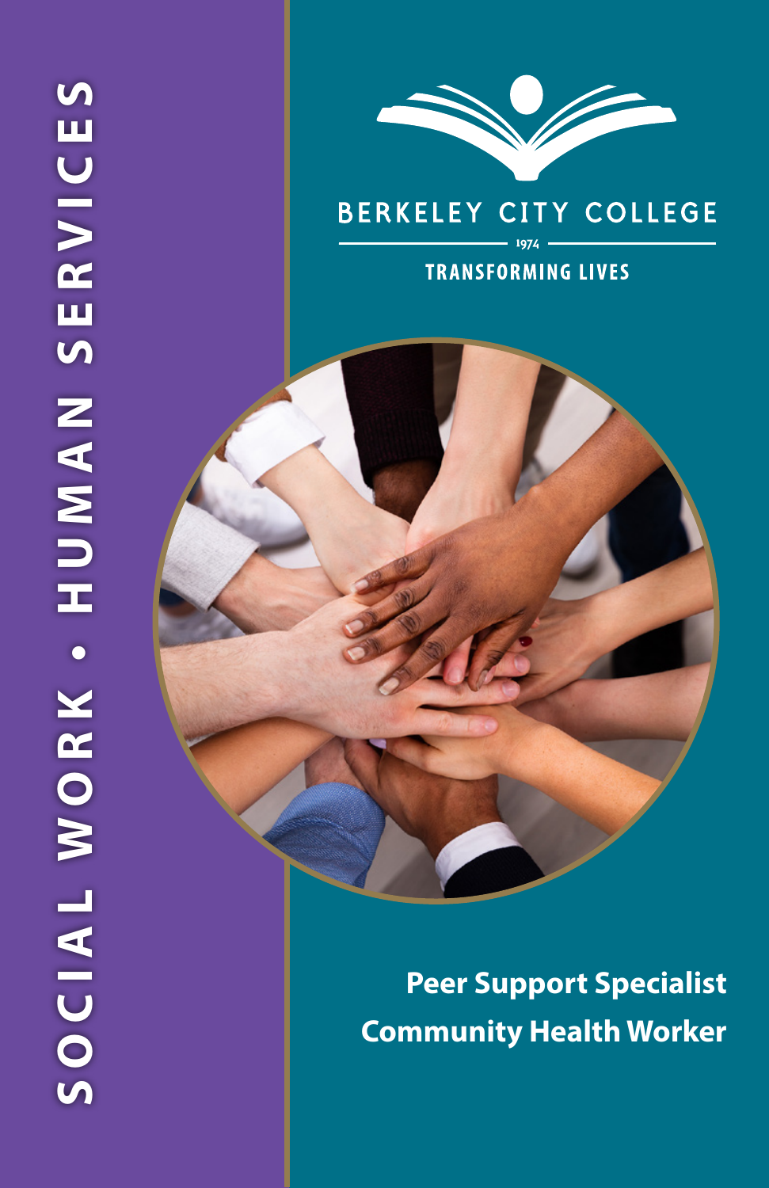# SOCIAL WORK • HUMAN SERVICES

BERKELEY CITY COLLEGE

1974

TRANSFORMING LIVES

**Peer Support Specialist**

**Community Health Worker**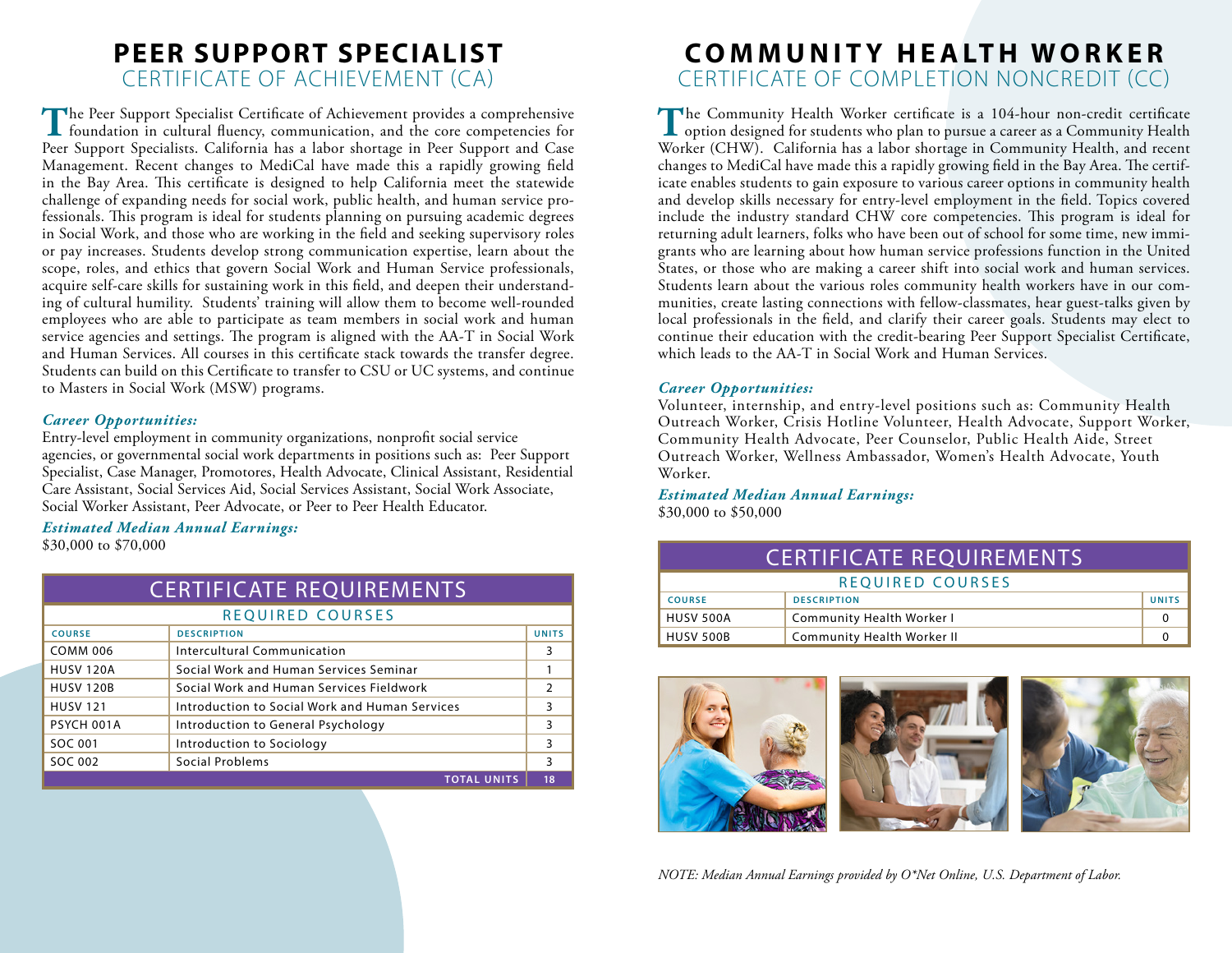# PEER SUPPORT SPECIALIST

## CERTIFICATE OF ACHIEVEMENT (CA)

The Peer Support Specialist Certificate of Achievement provides a comprehensive foundation in cultural fluency, communication, and the core competencies for Peer Support Specialists. California has a labor shortage in Peer Support and Case Management. Recent changes to MediCal have made this a rapidly growing field in the Bay Area. This certificate is designed to help California meet the statewide challenge of expanding needs for social work, public health, and human service professionals. This program is ideal for students planning on pursuing academic degrees in Social Work, and those who are working in the field and seeking supervisory roles or pay increases. Students develop strong communication expertise, learn about the scope, roles, and ethics that govern Social Work and Human Service professionals, acquire self-care skills for sustaining work in this field, and deepen their understanding of cultural humility. Students' training will allow them to become well-rounded employees who are able to participate as team members in social work and human service agencies and settings. The program is aligned with the AA-T in Social Work and Human Services. All courses in this certificate stack towards the transfer degree. Students can build on this Certificate to transfer to CSU or UC systems, and continue to Masters in Social Work (MSW) programs.

***Career Opportunities:***

Entry-level employment in community organizations, nonprofit social service agencies, or governmental social work departments in positions such as: Peer Support Specialist, Case Manager, Promotores, Health Advocate, Clinical Assistant, Residential Care Assistant, Social Services Aid, Social Services Assistant, Social Work Associate, Social Worker Assistant, Peer Advocate, or Peer to Peer Health Educator.

***Estimated Median Annual Earnings:***

$30,000 to $70,000

### CERTIFICATE REQUIREMENTS

| REQUIRED COURSES | | |
|---|---|---|
| **COURSE** | **DESCRIPTION** | **UNITS** |
| COMM 006 | Intercultural Communication | 3 |
| HUSV 120A | Social Work and Human Services Seminar | 1 |
| HUSV 120B | Social Work and Human Services Fieldwork | 2 |
| HUSV 121 | Introduction to Social Work and Human Services | 3 |
| PSYCH 001A | Introduction to General Psychology | 3 |
| SOC 001 | Introduction to Sociology | 3 |
| SOC 002 | Social Problems | 3 |
| | **TOTAL UNITS** | **18** |

# COMMUNITY HEALTH WORKER

## CERTIFICATE OF COMPLETION NONCREDIT (CC)

The Community Health Worker certificate is a 104-hour non-credit certificate option designed for students who plan to pursue a career as a Community Health Worker (CHW). California has a labor shortage in Community Health, and recent changes to MediCal have made this a rapidly growing field in the Bay Area. The certificate enables students to gain exposure to various career options in community health and develop skills necessary for entry-level employment in the field. Topics covered include the industry standard CHW core competencies. This program is ideal for returning adult learners, folks who have been out of school for some time, new immigrants who are learning about how human service professions function in the United States, or those who are making a career shift into social work and human services. Students learn about the various roles community health workers have in our communities, create lasting connections with fellow-classmates, hear guest-talks given by local professionals in the field, and clarify their career goals. Students may elect to continue their education with the credit-bearing Peer Support Specialist Certificate, which leads to the AA-T in Social Work and Human Services.

***Career Opportunities:***

Volunteer, internship, and entry-level positions such as: Community Health Outreach Worker, Crisis Hotline Volunteer, Health Advocate, Support Worker, Community Health Advocate, Peer Counselor, Public Health Aide, Street Outreach Worker, Wellness Ambassador, Women's Health Advocate, Youth Worker.

***Estimated Median Annual Earnings:***

$30,000 to $50,000

### CERTIFICATE REQUIREMENTS

| REQUIRED COURSES | | |
|---|---|---|
| **COURSE** | **DESCRIPTION** | **UNITS** |
| HUSV 500A | Community Health Worker I | 0 |
| HUSV 500B | Community Health Worker II | 0 |

*NOTE: Median Annual Earnings provided by O*Net Online, U.S. Department of Labor.*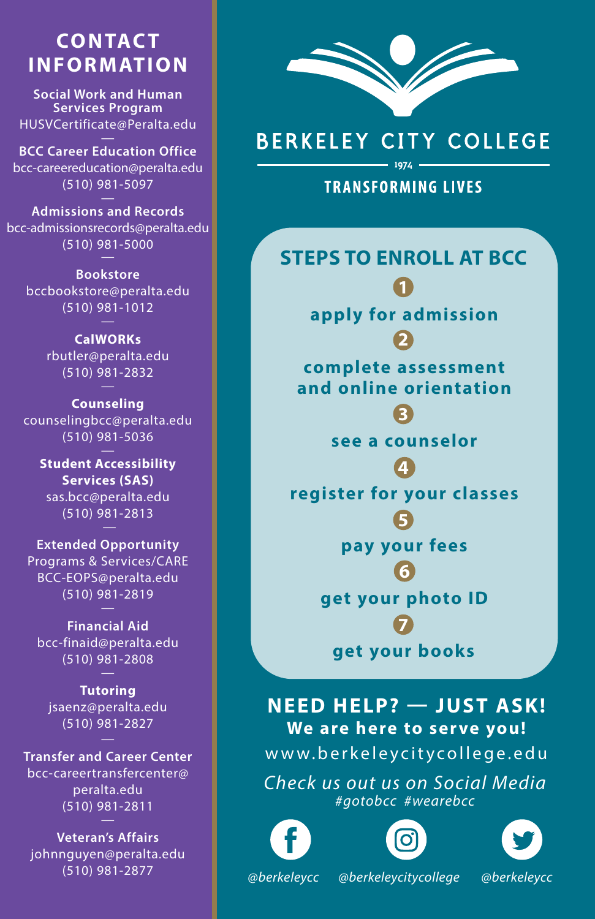## CONTACT INFORMATION

**Social Work and Human Services Program**
HUSVCertificate@Peralta.edu

—

**BCC Career Education Office**
bcc-careereducation@peralta.edu
(510) 981-5097

—

**Admissions and Records**
bcc-admissionsrecords@peralta.edu
(510) 981-5000

—

**Bookstore**
bccbookstore@peralta.edu
(510) 981-1012

—

**CalWORKs**
rbutler@peralta.edu
(510) 981-2832

—

**Counseling**
counselingbcc@peralta.edu
(510) 981-5036

—

**Student Accessibility Services (SAS)**
sas.bcc@peralta.edu
(510) 981-2813

—

**Extended Opportunity Programs & Services/CARE**
BCC-EOPS@peralta.edu
(510) 981-2819

—

**Financial Aid**
bcc-finaid@peralta.edu
(510) 981-2808

—

**Tutoring**
jsaenz@peralta.edu
(510) 981-2827

—

**Transfer and Career Center**
bcc-careertransfercenter@peralta.edu
(510) 981-2811

—

**Veteran's Affairs**
johnnguyen@peralta.edu
(510) 981-2877

# BERKELEY CITY COLLEGE

1974

**TRANSFORMING LIVES**

## STEPS TO ENROLL AT BCC

1. apply for admission
2. complete assessment and online orientation
3. see a counselor
4. register for your classes
5. pay your fees
6. get your photo ID
7. get your books

## NEED HELP? — JUST ASK!

**We are here to serve you!**

www.berkeleycitycollege.edu

*Check us out us on Social Media*
*#gotobcc #wearebcc*

*@berkeleycc* *@berkeleycitycollege* *@berkeleycc*